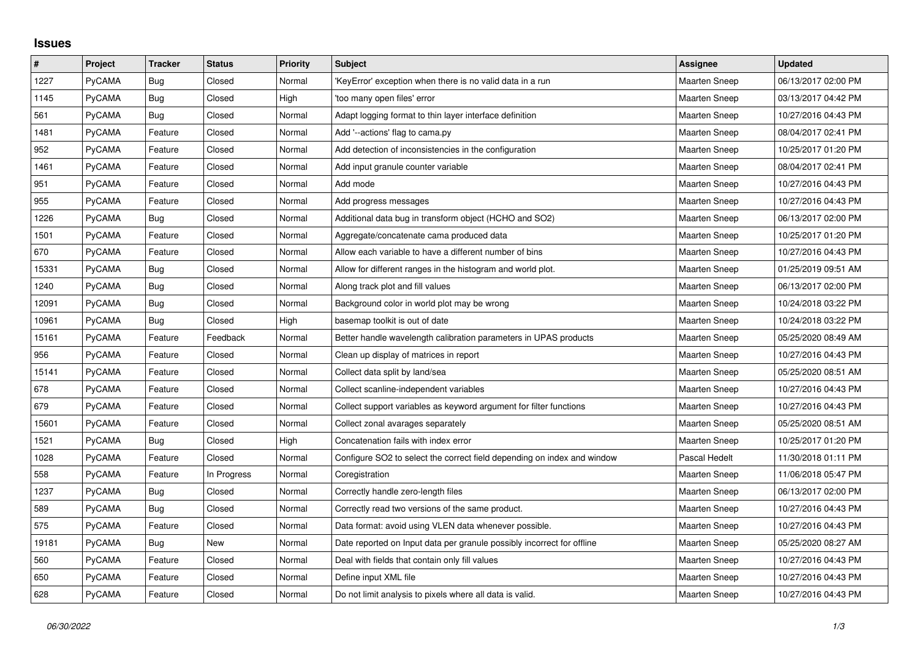## Issues

| # | Project | Tracker | Status | Priority | Subject | Assignee | Updated |
|---|---|---|---|---|---|---|---|
| 1227 | PyCAMA | Bug | Closed | Normal | 'KeyError' exception when there is no valid data in a run | Maarten Sneep | 06/13/2017 02:00 PM |
| 1145 | PyCAMA | Bug | Closed | High | 'too many open files' error | Maarten Sneep | 03/13/2017 04:42 PM |
| 561 | PyCAMA | Bug | Closed | Normal | Adapt logging format to thin layer interface definition | Maarten Sneep | 10/27/2016 04:43 PM |
| 1481 | PyCAMA | Feature | Closed | Normal | Add '--actions' flag to cama.py | Maarten Sneep | 08/04/2017 02:41 PM |
| 952 | PyCAMA | Feature | Closed | Normal | Add detection of inconsistencies in the configuration | Maarten Sneep | 10/25/2017 01:20 PM |
| 1461 | PyCAMA | Feature | Closed | Normal | Add input granule counter variable | Maarten Sneep | 08/04/2017 02:41 PM |
| 951 | PyCAMA | Feature | Closed | Normal | Add mode | Maarten Sneep | 10/27/2016 04:43 PM |
| 955 | PyCAMA | Feature | Closed | Normal | Add progress messages | Maarten Sneep | 10/27/2016 04:43 PM |
| 1226 | PyCAMA | Bug | Closed | Normal | Additional data bug in transform object (HCHO and SO2) | Maarten Sneep | 06/13/2017 02:00 PM |
| 1501 | PyCAMA | Feature | Closed | Normal | Aggregate/concatenate cama produced data | Maarten Sneep | 10/25/2017 01:20 PM |
| 670 | PyCAMA | Feature | Closed | Normal | Allow each variable to have a different number of bins | Maarten Sneep | 10/27/2016 04:43 PM |
| 15331 | PyCAMA | Bug | Closed | Normal | Allow for different ranges in the histogram and world plot. | Maarten Sneep | 01/25/2019 09:51 AM |
| 1240 | PyCAMA | Bug | Closed | Normal | Along track plot and fill values | Maarten Sneep | 06/13/2017 02:00 PM |
| 12091 | PyCAMA | Bug | Closed | Normal | Background color in world plot may be wrong | Maarten Sneep | 10/24/2018 03:22 PM |
| 10961 | PyCAMA | Bug | Closed | High | basemap toolkit is out of date | Maarten Sneep | 10/24/2018 03:22 PM |
| 15161 | PyCAMA | Feature | Feedback | Normal | Better handle wavelength calibration parameters in UPAS products | Maarten Sneep | 05/25/2020 08:49 AM |
| 956 | PyCAMA | Feature | Closed | Normal | Clean up display of matrices in report | Maarten Sneep | 10/27/2016 04:43 PM |
| 15141 | PyCAMA | Feature | Closed | Normal | Collect data split by land/sea | Maarten Sneep | 05/25/2020 08:51 AM |
| 678 | PyCAMA | Feature | Closed | Normal | Collect scanline-independent variables | Maarten Sneep | 10/27/2016 04:43 PM |
| 679 | PyCAMA | Feature | Closed | Normal | Collect support variables as keyword argument for filter functions | Maarten Sneep | 10/27/2016 04:43 PM |
| 15601 | PyCAMA | Feature | Closed | Normal | Collect zonal avarages separately | Maarten Sneep | 05/25/2020 08:51 AM |
| 1521 | PyCAMA | Bug | Closed | High | Concatenation fails with index error | Maarten Sneep | 10/25/2017 01:20 PM |
| 1028 | PyCAMA | Feature | Closed | Normal | Configure SO2 to select the correct field depending on index and window | Pascal Hedelt | 11/30/2018 01:11 PM |
| 558 | PyCAMA | Feature | In Progress | Normal | Coregistration | Maarten Sneep | 11/06/2018 05:47 PM |
| 1237 | PyCAMA | Bug | Closed | Normal | Correctly handle zero-length files | Maarten Sneep | 06/13/2017 02:00 PM |
| 589 | PyCAMA | Bug | Closed | Normal | Correctly read two versions of the same product. | Maarten Sneep | 10/27/2016 04:43 PM |
| 575 | PyCAMA | Feature | Closed | Normal | Data format: avoid using VLEN data whenever possible. | Maarten Sneep | 10/27/2016 04:43 PM |
| 19181 | PyCAMA | Bug | New | Normal | Date reported on Input data per granule possibly incorrect for offline | Maarten Sneep | 05/25/2020 08:27 AM |
| 560 | PyCAMA | Feature | Closed | Normal | Deal with fields that contain only fill values | Maarten Sneep | 10/27/2016 04:43 PM |
| 650 | PyCAMA | Feature | Closed | Normal | Define input XML file | Maarten Sneep | 10/27/2016 04:43 PM |
| 628 | PyCAMA | Feature | Closed | Normal | Do not limit analysis to pixels where all data is valid. | Maarten Sneep | 10/27/2016 04:43 PM |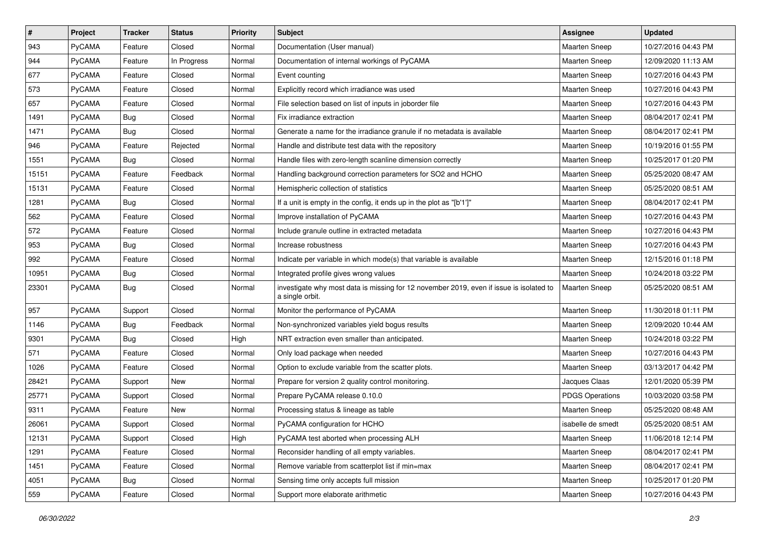| # | Project | Tracker | Status | Priority | Subject | Assignee | Updated |
|---|---|---|---|---|---|---|---|
| 943 | PyCAMA | Feature | Closed | Normal | Documentation (User manual) | Maarten Sneep | 10/27/2016 04:43 PM |
| 944 | PyCAMA | Feature | In Progress | Normal | Documentation of internal workings of PyCAMA | Maarten Sneep | 12/09/2020 11:13 AM |
| 677 | PyCAMA | Feature | Closed | Normal | Event counting | Maarten Sneep | 10/27/2016 04:43 PM |
| 573 | PyCAMA | Feature | Closed | Normal | Explicitly record which irradiance was used | Maarten Sneep | 10/27/2016 04:43 PM |
| 657 | PyCAMA | Feature | Closed | Normal | File selection based on list of inputs in joborder file | Maarten Sneep | 10/27/2016 04:43 PM |
| 1491 | PyCAMA | Bug | Closed | Normal | Fix irradiance extraction | Maarten Sneep | 08/04/2017 02:41 PM |
| 1471 | PyCAMA | Bug | Closed | Normal | Generate a name for the irradiance granule if no metadata is available | Maarten Sneep | 08/04/2017 02:41 PM |
| 946 | PyCAMA | Feature | Rejected | Normal | Handle and distribute test data with the repository | Maarten Sneep | 10/19/2016 01:55 PM |
| 1551 | PyCAMA | Bug | Closed | Normal | Handle files with zero-length scanline dimension correctly | Maarten Sneep | 10/25/2017 01:20 PM |
| 15151 | PyCAMA | Feature | Feedback | Normal | Handling background correction parameters for SO2 and HCHO | Maarten Sneep | 05/25/2020 08:47 AM |
| 15131 | PyCAMA | Feature | Closed | Normal | Hemispheric collection of statistics | Maarten Sneep | 05/25/2020 08:51 AM |
| 1281 | PyCAMA | Bug | Closed | Normal | If a unit is empty in the config, it ends up in the plot as "[b'1']" | Maarten Sneep | 08/04/2017 02:41 PM |
| 562 | PyCAMA | Feature | Closed | Normal | Improve installation of PyCAMA | Maarten Sneep | 10/27/2016 04:43 PM |
| 572 | PyCAMA | Feature | Closed | Normal | Include granule outline in extracted metadata | Maarten Sneep | 10/27/2016 04:43 PM |
| 953 | PyCAMA | Bug | Closed | Normal | Increase robustness | Maarten Sneep | 10/27/2016 04:43 PM |
| 992 | PyCAMA | Feature | Closed | Normal | Indicate per variable in which mode(s) that variable is available | Maarten Sneep | 12/15/2016 01:18 PM |
| 10951 | PyCAMA | Bug | Closed | Normal | Integrated profile gives wrong values | Maarten Sneep | 10/24/2018 03:22 PM |
| 23301 | PyCAMA | Bug | Closed | Normal | investigate why most data is missing for 12 november 2019, even if issue is isolated to a single orbit. | Maarten Sneep | 05/25/2020 08:51 AM |
| 957 | PyCAMA | Support | Closed | Normal | Monitor the performance of PyCAMA | Maarten Sneep | 11/30/2018 01:11 PM |
| 1146 | PyCAMA | Bug | Feedback | Normal | Non-synchronized variables yield bogus results | Maarten Sneep | 12/09/2020 10:44 AM |
| 9301 | PyCAMA | Bug | Closed | High | NRT extraction even smaller than anticipated. | Maarten Sneep | 10/24/2018 03:22 PM |
| 571 | PyCAMA | Feature | Closed | Normal | Only load package when needed | Maarten Sneep | 10/27/2016 04:43 PM |
| 1026 | PyCAMA | Feature | Closed | Normal | Option to exclude variable from the scatter plots. | Maarten Sneep | 03/13/2017 04:42 PM |
| 28421 | PyCAMA | Support | New | Normal | Prepare for version 2 quality control monitoring. | Jacques Claas | 12/01/2020 05:39 PM |
| 25771 | PyCAMA | Support | Closed | Normal | Prepare PyCAMA release 0.10.0 | PDGS Operations | 10/03/2020 03:58 PM |
| 9311 | PyCAMA | Feature | New | Normal | Processing status & lineage as table | Maarten Sneep | 05/25/2020 08:48 AM |
| 26061 | PyCAMA | Support | Closed | Normal | PyCAMA configuration for HCHO | isabelle de smedt | 05/25/2020 08:51 AM |
| 12131 | PyCAMA | Support | Closed | High | PyCAMA test aborted when processing ALH | Maarten Sneep | 11/06/2018 12:14 PM |
| 1291 | PyCAMA | Feature | Closed | Normal | Reconsider handling of all empty variables. | Maarten Sneep | 08/04/2017 02:41 PM |
| 1451 | PyCAMA | Feature | Closed | Normal | Remove variable from scatterplot list if min=max | Maarten Sneep | 08/04/2017 02:41 PM |
| 4051 | PyCAMA | Bug | Closed | Normal | Sensing time only accepts full mission | Maarten Sneep | 10/25/2017 01:20 PM |
| 559 | PyCAMA | Feature | Closed | Normal | Support more elaborate arithmetic | Maarten Sneep | 10/27/2016 04:43 PM |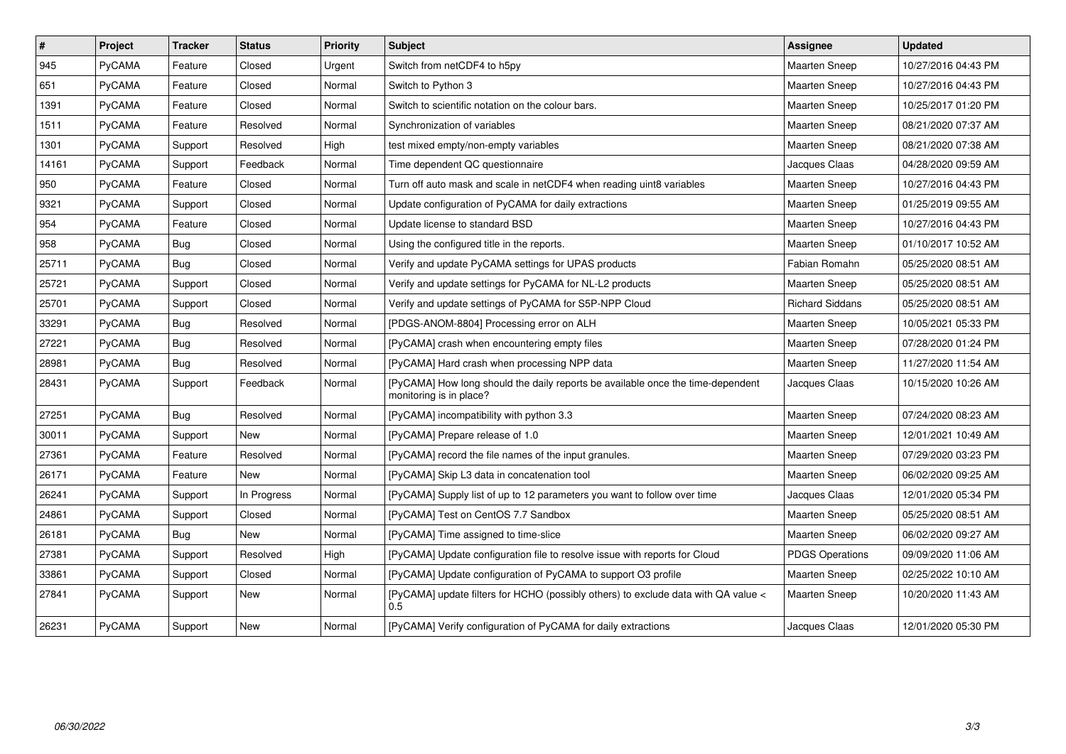| # | Project | Tracker | Status | Priority | Subject | Assignee | Updated |
| --- | --- | --- | --- | --- | --- | --- | --- |
| 945 | PyCAMA | Feature | Closed | Urgent | Switch from netCDF4 to h5py | Maarten Sneep | 10/27/2016 04:43 PM |
| 651 | PyCAMA | Feature | Closed | Normal | Switch to Python 3 | Maarten Sneep | 10/27/2016 04:43 PM |
| 1391 | PyCAMA | Feature | Closed | Normal | Switch to scientific notation on the colour bars. | Maarten Sneep | 10/25/2017 01:20 PM |
| 1511 | PyCAMA | Feature | Resolved | Normal | Synchronization of variables | Maarten Sneep | 08/21/2020 07:37 AM |
| 1301 | PyCAMA | Support | Resolved | High | test mixed empty/non-empty variables | Maarten Sneep | 08/21/2020 07:38 AM |
| 14161 | PyCAMA | Support | Feedback | Normal | Time dependent QC questionnaire | Jacques Claas | 04/28/2020 09:59 AM |
| 950 | PyCAMA | Feature | Closed | Normal | Turn off auto mask and scale in netCDF4 when reading uint8 variables | Maarten Sneep | 10/27/2016 04:43 PM |
| 9321 | PyCAMA | Support | Closed | Normal | Update configuration of PyCAMA for daily extractions | Maarten Sneep | 01/25/2019 09:55 AM |
| 954 | PyCAMA | Feature | Closed | Normal | Update license to standard BSD | Maarten Sneep | 10/27/2016 04:43 PM |
| 958 | PyCAMA | Bug | Closed | Normal | Using the configured title in the reports. | Maarten Sneep | 01/10/2017 10:52 AM |
| 25711 | PyCAMA | Bug | Closed | Normal | Verify and update PyCAMA settings for UPAS products | Fabian Romahn | 05/25/2020 08:51 AM |
| 25721 | PyCAMA | Support | Closed | Normal | Verify and update settings for PyCAMA for NL-L2 products | Maarten Sneep | 05/25/2020 08:51 AM |
| 25701 | PyCAMA | Support | Closed | Normal | Verify and update settings of PyCAMA for S5P-NPP Cloud | Richard Siddans | 05/25/2020 08:51 AM |
| 33291 | PyCAMA | Bug | Resolved | Normal | [PDGS-ANOM-8804] Processing error on ALH | Maarten Sneep | 10/05/2021 05:33 PM |
| 27221 | PyCAMA | Bug | Resolved | Normal | [PyCAMA] crash when encountering empty files | Maarten Sneep | 07/28/2020 01:24 PM |
| 28981 | PyCAMA | Bug | Resolved | Normal | [PyCAMA] Hard crash when processing NPP data | Maarten Sneep | 11/27/2020 11:54 AM |
| 28431 | PyCAMA | Support | Feedback | Normal | [PyCAMA] How long should the daily reports be available once the time-dependent monitoring is in place? | Jacques Claas | 10/15/2020 10:26 AM |
| 27251 | PyCAMA | Bug | Resolved | Normal | [PyCAMA] incompatibility with python 3.3 | Maarten Sneep | 07/24/2020 08:23 AM |
| 30011 | PyCAMA | Support | New | Normal | [PyCAMA] Prepare release of 1.0 | Maarten Sneep | 12/01/2021 10:49 AM |
| 27361 | PyCAMA | Feature | Resolved | Normal | [PyCAMA] record the file names of the input granules. | Maarten Sneep | 07/29/2020 03:23 PM |
| 26171 | PyCAMA | Feature | New | Normal | [PyCAMA] Skip L3 data in concatenation tool | Maarten Sneep | 06/02/2020 09:25 AM |
| 26241 | PyCAMA | Support | In Progress | Normal | [PyCAMA] Supply list of up to 12 parameters you want to follow over time | Jacques Claas | 12/01/2020 05:34 PM |
| 24861 | PyCAMA | Support | Closed | Normal | [PyCAMA] Test on CentOS 7.7 Sandbox | Maarten Sneep | 05/25/2020 08:51 AM |
| 26181 | PyCAMA | Bug | New | Normal | [PyCAMA] Time assigned to time-slice | Maarten Sneep | 06/02/2020 09:27 AM |
| 27381 | PyCAMA | Support | Resolved | High | [PyCAMA] Update configuration file to resolve issue with reports for Cloud | PDGS Operations | 09/09/2020 11:06 AM |
| 33861 | PyCAMA | Support | Closed | Normal | [PyCAMA] Update configuration of PyCAMA to support O3 profile | Maarten Sneep | 02/25/2022 10:10 AM |
| 27841 | PyCAMA | Support | New | Normal | [PyCAMA] update filters for HCHO (possibly others) to exclude data with QA value < 0.5 | Maarten Sneep | 10/20/2020 11:43 AM |
| 26231 | PyCAMA | Support | New | Normal | [PyCAMA] Verify configuration of PyCAMA for daily extractions | Jacques Claas | 12/01/2020 05:30 PM |